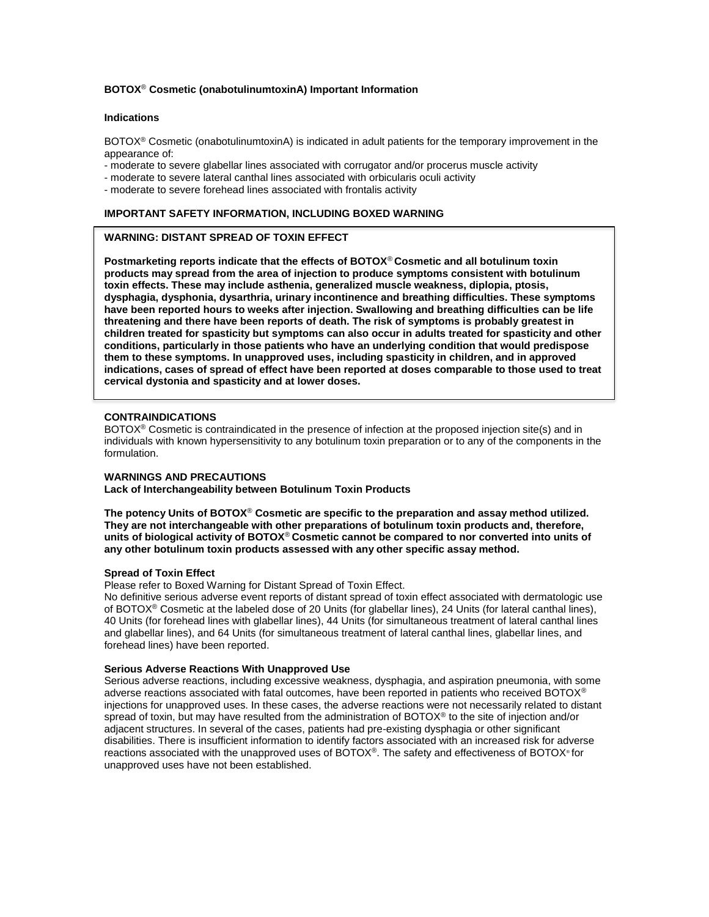# BOTOX® Cosmetic (onabotulinumtoxinA) Important Information

## Indications

BOTOX® Cosmetic (onabotulinumtoxinA) is indicated in adult patients for the temporary improvement in the appearance of:

- moderate to severe glabellar lines associated with corrugator and/or procerus muscle activity
- moderate to severe lateral canthal lines associated with orbicularis oculi activity
- moderate to severe forehead lines associated with frontalis activity

## IMPORTANT SAFETY INFORMATION, INCLUDING BOXED WARNING

**WARNING: DISTANT SPREAD OF TOXIN EFFECT**

**Postmarketing reports indicate that the effects of BOTOX® Cosmetic and all botulinum toxin products may spread from the area of injection to produce symptoms consistent with botulinum toxin effects. These may include asthenia, generalized muscle weakness, diplopia, ptosis, dysphagia, dysphonia, dysarthria, urinary incontinence and breathing difficulties. These symptoms have been reported hours to weeks after injection. Swallowing and breathing difficulties can be life threatening and there have been reports of death. The risk of symptoms is probably greatest in children treated for spasticity but symptoms can also occur in adults treated for spasticity and other conditions, particularly in those patients who have an underlying condition that would predispose them to these symptoms. In unapproved uses, including spasticity in children, and in approved indications, cases of spread of effect have been reported at doses comparable to those used to treat cervical dystonia and spasticity and at lower doses.**

## CONTRAINDICATIONS

BOTOX® Cosmetic is contraindicated in the presence of infection at the proposed injection site(s) and in individuals with known hypersensitivity to any botulinum toxin preparation or to any of the components in the formulation.

## WARNINGS AND PRECAUTIONS

**Lack of Interchangeability between Botulinum Toxin Products**

**The potency Units of BOTOX® Cosmetic are specific to the preparation and assay method utilized. They are not interchangeable with other preparations of botulinum toxin products and, therefore, units of biological activity of BOTOX® Cosmetic cannot be compared to nor converted into units of any other botulinum toxin products assessed with any other specific assay method.**

**Spread of Toxin Effect**

Please refer to Boxed Warning for Distant Spread of Toxin Effect.

No definitive serious adverse event reports of distant spread of toxin effect associated with dermatologic use of BOTOX® Cosmetic at the labeled dose of 20 Units (for glabellar lines), 24 Units (for lateral canthal lines), 40 Units (for forehead lines with glabellar lines), 44 Units (for simultaneous treatment of lateral canthal lines and glabellar lines), and 64 Units (for simultaneous treatment of lateral canthal lines, glabellar lines, and forehead lines) have been reported.

**Serious Adverse Reactions With Unapproved Use**

Serious adverse reactions, including excessive weakness, dysphagia, and aspiration pneumonia, with some adverse reactions associated with fatal outcomes, have been reported in patients who received BOTOX® injections for unapproved uses. In these cases, the adverse reactions were not necessarily related to distant spread of toxin, but may have resulted from the administration of BOTOX® to the site of injection and/or adjacent structures. In several of the cases, patients had pre-existing dysphagia or other significant disabilities. There is insufficient information to identify factors associated with an increased risk for adverse reactions associated with the unapproved uses of BOTOX®. The safety and effectiveness of BOTOX® for unapproved uses have not been established.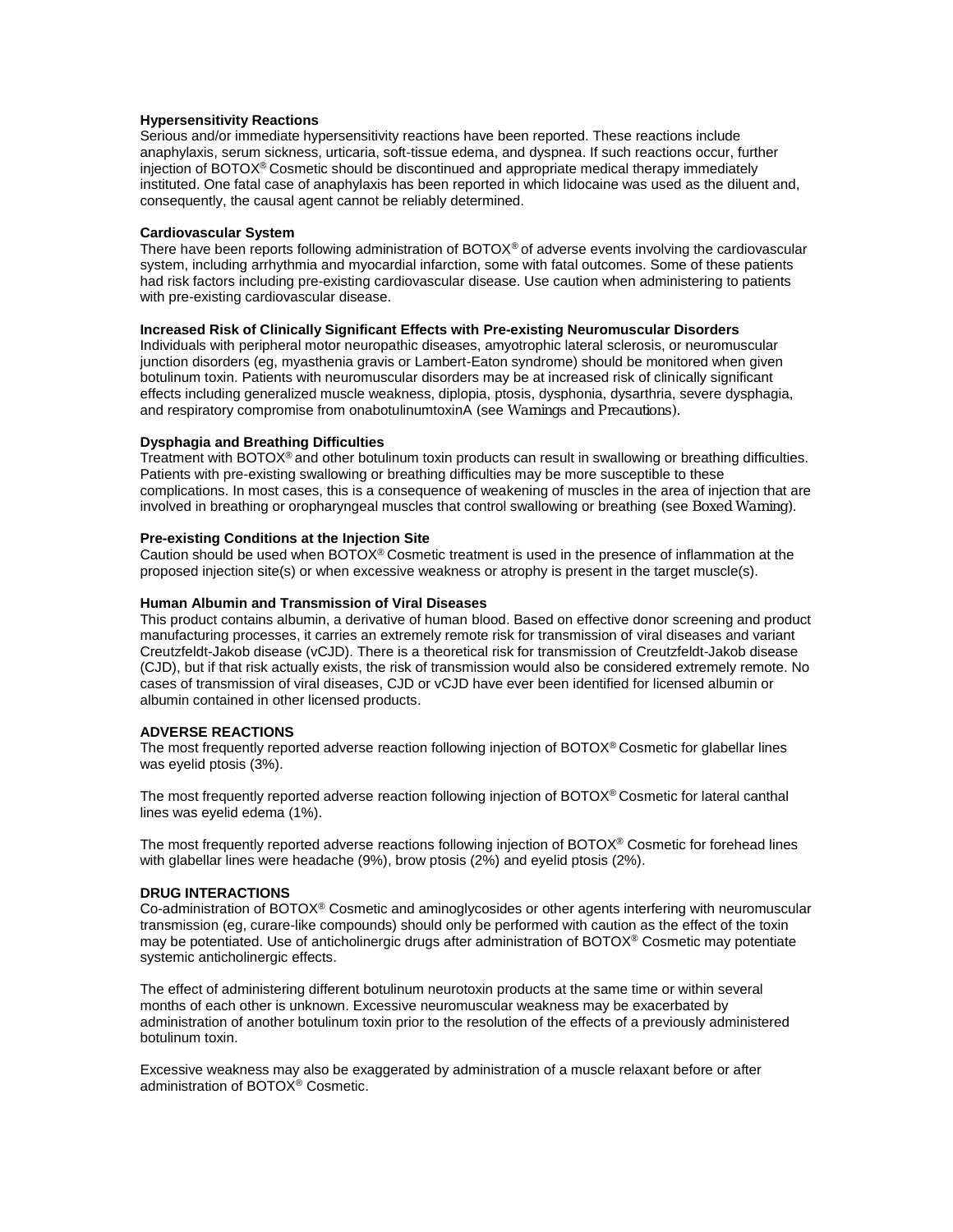**Hypersensitivity Reactions**
Serious and/or immediate hypersensitivity reactions have been reported. These reactions include anaphylaxis, serum sickness, urticaria, soft-tissue edema, and dyspnea. If such reactions occur, further injection of BOTOX® Cosmetic should be discontinued and appropriate medical therapy immediately instituted. One fatal case of anaphylaxis has been reported in which lidocaine was used as the diluent and, consequently, the causal agent cannot be reliably determined.

**Cardiovascular System**
There have been reports following administration of BOTOX® of adverse events involving the cardiovascular system, including arrhythmia and myocardial infarction, some with fatal outcomes. Some of these patients had risk factors including pre-existing cardiovascular disease. Use caution when administering to patients with pre-existing cardiovascular disease.

**Increased Risk of Clinically Significant Effects with Pre-existing Neuromuscular Disorders**
Individuals with peripheral motor neuropathic diseases, amyotrophic lateral sclerosis, or neuromuscular junction disorders (eg, myasthenia gravis or Lambert-Eaton syndrome) should be monitored when given botulinum toxin. Patients with neuromuscular disorders may be at increased risk of clinically significant effects including generalized muscle weakness, diplopia, ptosis, dysphonia, dysarthria, severe dysphagia, and respiratory compromise from onabotulinumtoxinA (see *Warnings and Precautions*).

**Dysphagia and Breathing Difficulties**
Treatment with BOTOX® and other botulinum toxin products can result in swallowing or breathing difficulties. Patients with pre-existing swallowing or breathing difficulties may be more susceptible to these complications. In most cases, this is a consequence of weakening of muscles in the area of injection that are involved in breathing or oropharyngeal muscles that control swallowing or breathing (see *Boxed Warning*).

**Pre-existing Conditions at the Injection Site**
Caution should be used when BOTOX® Cosmetic treatment is used in the presence of inflammation at the proposed injection site(s) or when excessive weakness or atrophy is present in the target muscle(s).

**Human Albumin and Transmission of Viral Diseases**
This product contains albumin, a derivative of human blood. Based on effective donor screening and product manufacturing processes, it carries an extremely remote risk for transmission of viral diseases and variant Creutzfeldt-Jakob disease (vCJD). There is a theoretical risk for transmission of Creutzfeldt-Jakob disease (CJD), but if that risk actually exists, the risk of transmission would also be considered extremely remote. No cases of transmission of viral diseases, CJD or vCJD have ever been identified for licensed albumin or albumin contained in other licensed products.

**ADVERSE REACTIONS**
The most frequently reported adverse reaction following injection of BOTOX® Cosmetic for glabellar lines was eyelid ptosis (3%).

The most frequently reported adverse reaction following injection of BOTOX® Cosmetic for lateral canthal lines was eyelid edema (1%).

The most frequently reported adverse reactions following injection of BOTOX® Cosmetic for forehead lines with glabellar lines were headache (9%), brow ptosis (2%) and eyelid ptosis (2%).

**DRUG INTERACTIONS**
Co-administration of BOTOX® Cosmetic and aminoglycosides or other agents interfering with neuromuscular transmission (eg, curare-like compounds) should only be performed with caution as the effect of the toxin may be potentiated. Use of anticholinergic drugs after administration of BOTOX® Cosmetic may potentiate systemic anticholinergic effects.

The effect of administering different botulinum neurotoxin products at the same time or within several months of each other is unknown. Excessive neuromuscular weakness may be exacerbated by administration of another botulinum toxin prior to the resolution of the effects of a previously administered botulinum toxin.

Excessive weakness may also be exaggerated by administration of a muscle relaxant before or after administration of BOTOX® Cosmetic.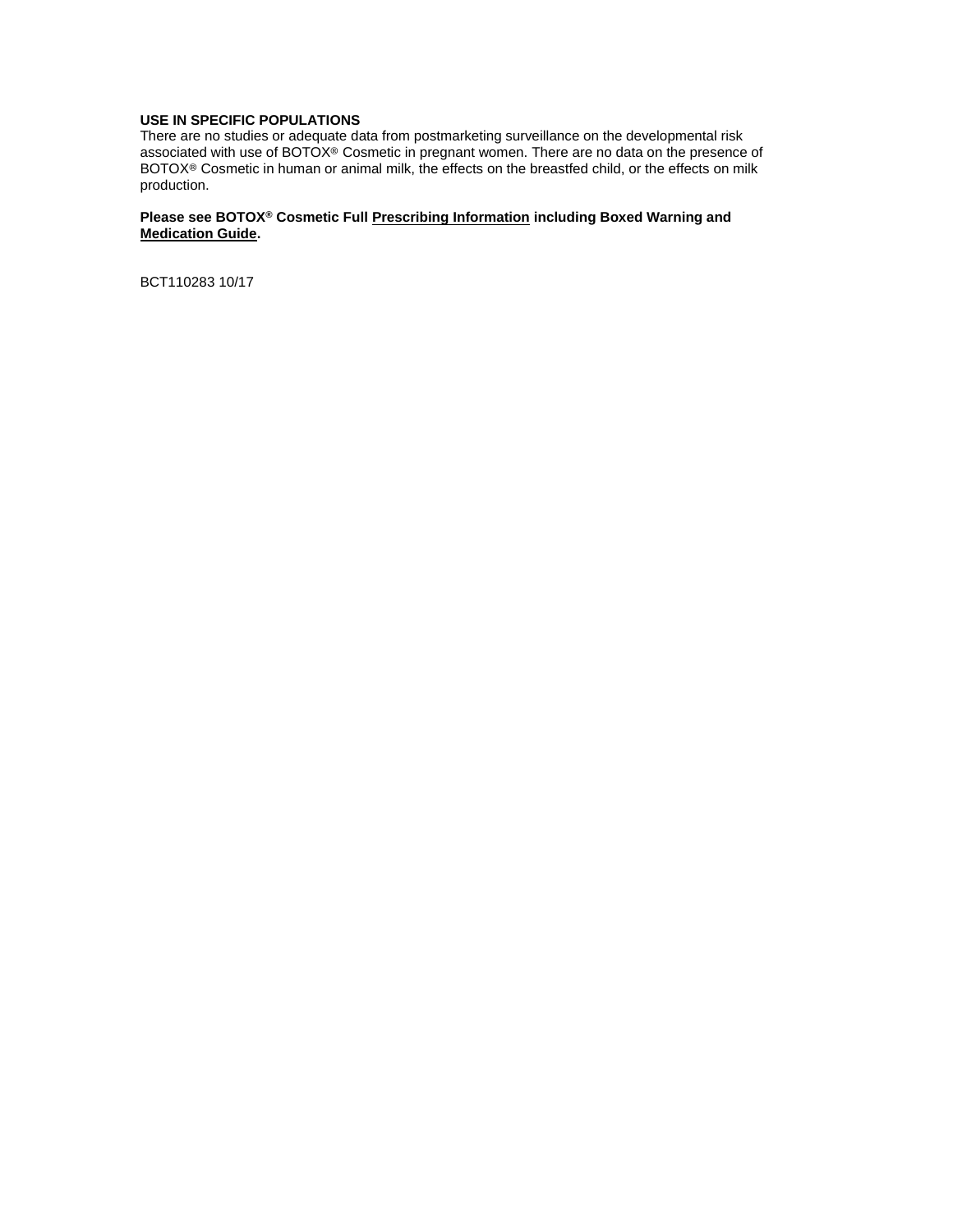**USE IN SPECIFIC POPULATIONS**

There are no studies or adequate data from postmarketing surveillance on the developmental risk associated with use of BOTOX® Cosmetic in pregnant women. There are no data on the presence of BOTOX® Cosmetic in human or animal milk, the effects on the breastfed child, or the effects on milk production.

**Please see BOTOX® Cosmetic Full Prescribing Information including Boxed Warning and Medication Guide.**

BCT110283 10/17